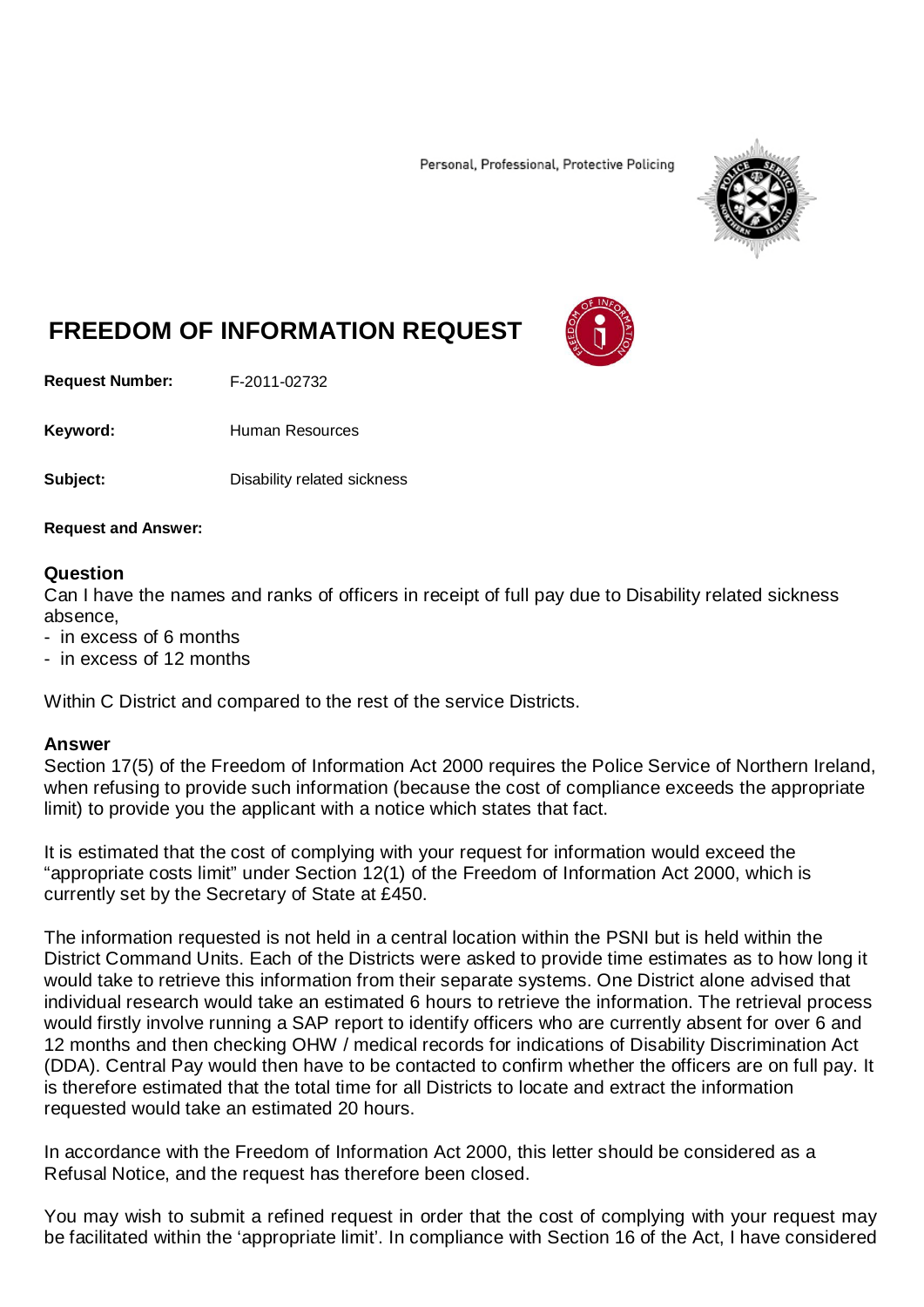Personal, Professional, Protective Policing

# FREEDOM OF INFORMATION REQUEST

**Request Number:** F-2011-02732

**Keyword:** Human Resources

**Subject:** Disability related sickness

**Request and Answer:**

## Question

Can I have the names and ranks of officers in receipt of full pay due to Disability related sickness absence,

- in excess of 6 months
- in excess of 12 months

Within C District and compared to the rest of the service Districts.

## Answer

Section 17(5) of the Freedom of Information Act 2000 requires the Police Service of Northern Ireland, when refusing to provide such information (because the cost of compliance exceeds the appropriate limit) to provide you the applicant with a notice which states that fact.

It is estimated that the cost of complying with your request for information would exceed the "appropriate costs limit" under Section 12(1) of the Freedom of Information Act 2000, which is currently set by the Secretary of State at £450.

The information requested is not held in a central location within the PSNI but is held within the District Command Units. Each of the Districts were asked to provide time estimates as to how long it would take to retrieve this information from their separate systems. One District alone advised that individual research would take an estimated 6 hours to retrieve the information. The retrieval process would firstly involve running a SAP report to identify officers who are currently absent for over 6 and 12 months and then checking OHW / medical records for indications of Disability Discrimination Act (DDA). Central Pay would then have to be contacted to confirm whether the officers are on full pay. It is therefore estimated that the total time for all Districts to locate and extract the information requested would take an estimated 20 hours.

In accordance with the Freedom of Information Act 2000, this letter should be considered as a Refusal Notice, and the request has therefore been closed.

You may wish to submit a refined request in order that the cost of complying with your request may be facilitated within the 'appropriate limit'. In compliance with Section 16 of the Act, I have considered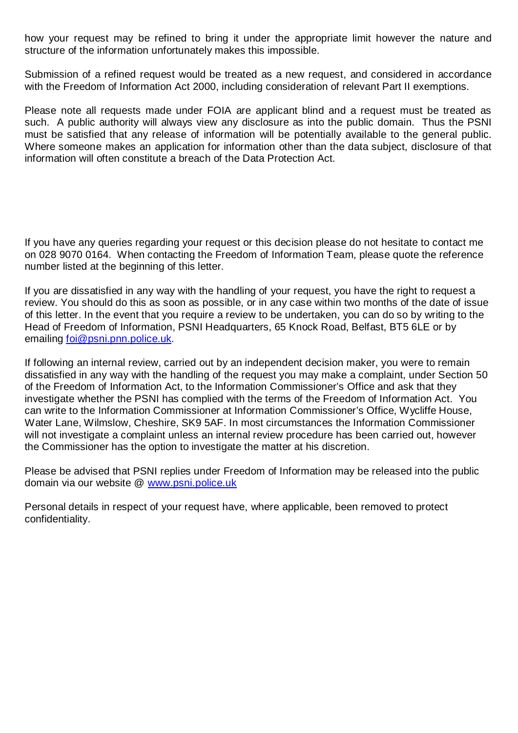how your request may be refined to bring it under the appropriate limit however the nature and structure of the information unfortunately makes this impossible.

Submission of a refined request would be treated as a new request, and considered in accordance with the Freedom of Information Act 2000, including consideration of relevant Part II exemptions.

Please note all requests made under FOIA are applicant blind and a request must be treated as such. A public authority will always view any disclosure as into the public domain. Thus the PSNI must be satisfied that any release of information will be potentially available to the general public. Where someone makes an application for information other than the data subject, disclosure of that information will often constitute a breach of the Data Protection Act.

If you have any queries regarding your request or this decision please do not hesitate to contact me on 028 9070 0164. When contacting the Freedom of Information Team, please quote the reference number listed at the beginning of this letter.

If you are dissatisfied in any way with the handling of your request, you have the right to request a review. You should do this as soon as possible, or in any case within two months of the date of issue of this letter. In the event that you require a review to be undertaken, you can do so by writing to the Head of Freedom of Information, PSNI Headquarters, 65 Knock Road, Belfast, BT5 6LE or by emailing [foi@psni.pnn.police.uk](mailto:foi@psni.pnn.police.uk).

If following an internal review, carried out by an independent decision maker, you were to remain dissatisfied in any way with the handling of the request you may make a complaint, under Section 50 of the Freedom of Information Act, to the Information Commissioner's Office and ask that they investigate whether the PSNI has complied with the terms of the Freedom of Information Act. You can write to the Information Commissioner at Information Commissioner's Office, Wycliffe House, Water Lane, Wilmslow, Cheshire, SK9 5AF. In most circumstances the Information Commissioner will not investigate a complaint unless an internal review procedure has been carried out, however the Commissioner has the option to investigate the matter at his discretion.

Please be advised that PSNI replies under Freedom of Information may be released into the public domain via our website @ [www.psni.police.uk](http://www.psni.police.uk)

Personal details in respect of your request have, where applicable, been removed to protect confidentiality.